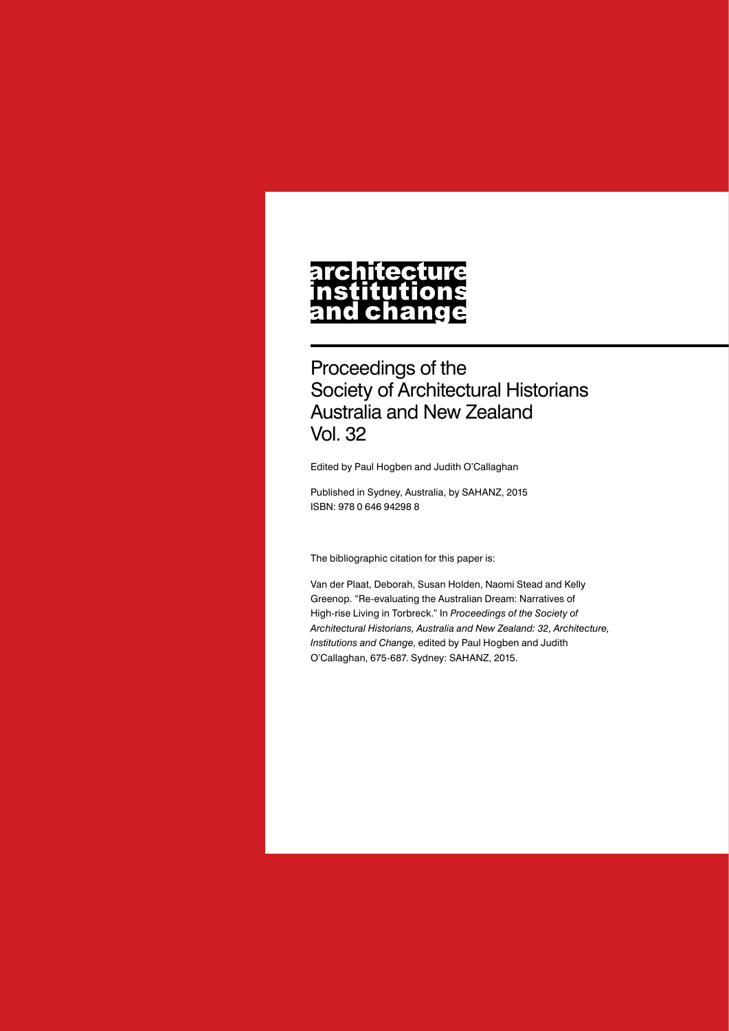# architecture institutions and change

## Proceedings of the Society of Architectural Historians Australia and New Zealand Vol. 32

Edited by Paul Hogben and Judith O'Callaghan

Published in Sydney, Australia, by SAHANZ, 2015
ISBN: 978 0 646 94298 8

The bibliographic citation for this paper is:

Van der Plaat, Deborah, Susan Holden, Naomi Stead and Kelly Greenop. "Re-evaluating the Australian Dream: Narratives of High-rise Living in Torbreck." In *Proceedings of the Society of Architectural Historians, Australia and New Zealand: 32, Architecture, Institutions and Change*, edited by Paul Hogben and Judith O'Callaghan, 675-687. Sydney: SAHANZ, 2015.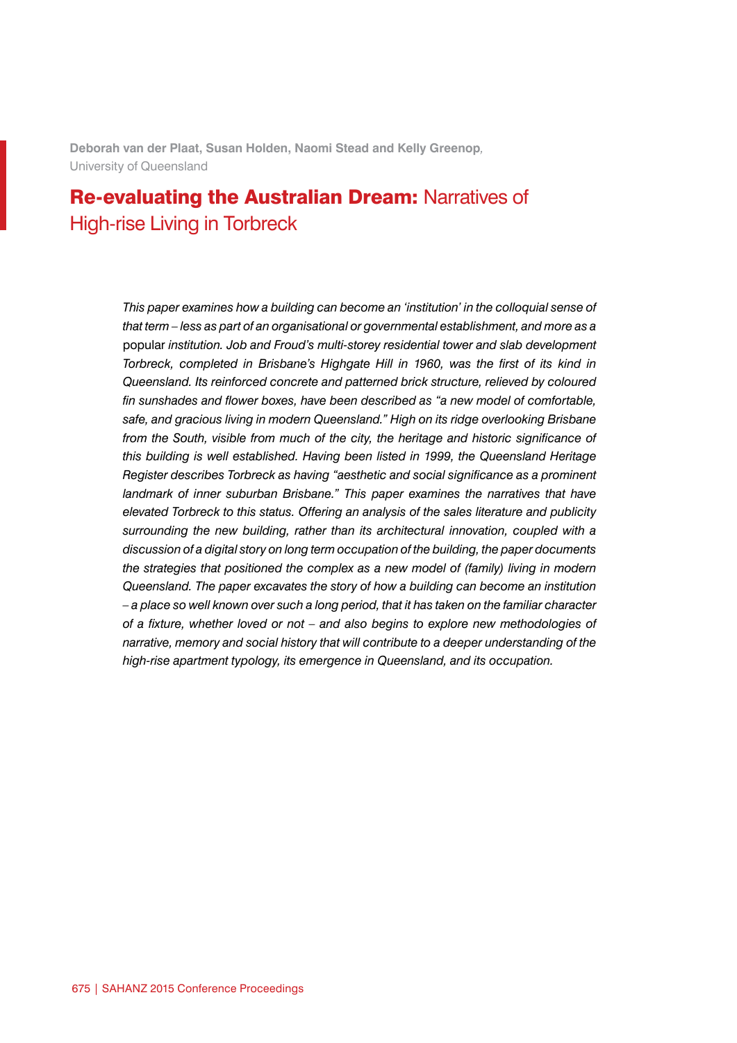**Deborah van der Plaat, Susan Holden, Naomi Stead and Kelly Greenop**, University of Queensland

# **Re-evaluating the Australian Dream:** Narratives of High-rise Living in Torbreck

*This paper examines how a building can become an 'institution' in the colloquial sense of that term – less as part of an organisational or governmental establishment, and more as a* popular *institution. Job and Froud's multi-storey residential tower and slab development Torbreck, completed in Brisbane's Highgate Hill in 1960, was the first of its kind in Queensland. Its reinforced concrete and patterned brick structure, relieved by coloured fin sunshades and flower boxes, have been described as "a new model of comfortable, safe, and gracious living in modern Queensland." High on its ridge overlooking Brisbane from the South, visible from much of the city, the heritage and historic significance of this building is well established. Having been listed in 1999, the Queensland Heritage Register describes Torbreck as having "aesthetic and social significance as a prominent landmark of inner suburban Brisbane." This paper examines the narratives that have elevated Torbreck to this status. Offering an analysis of the sales literature and publicity surrounding the new building, rather than its architectural innovation, coupled with a discussion of a digital story on long term occupation of the building, the paper documents the strategies that positioned the complex as a new model of (family) living in modern Queensland. The paper excavates the story of how a building can become an institution – a place so well known over such a long period, that it has taken on the familiar character of a fixture, whether loved or not – and also begins to explore new methodologies of narrative, memory and social history that will contribute to a deeper understanding of the high-rise apartment typology, its emergence in Queensland, and its occupation.*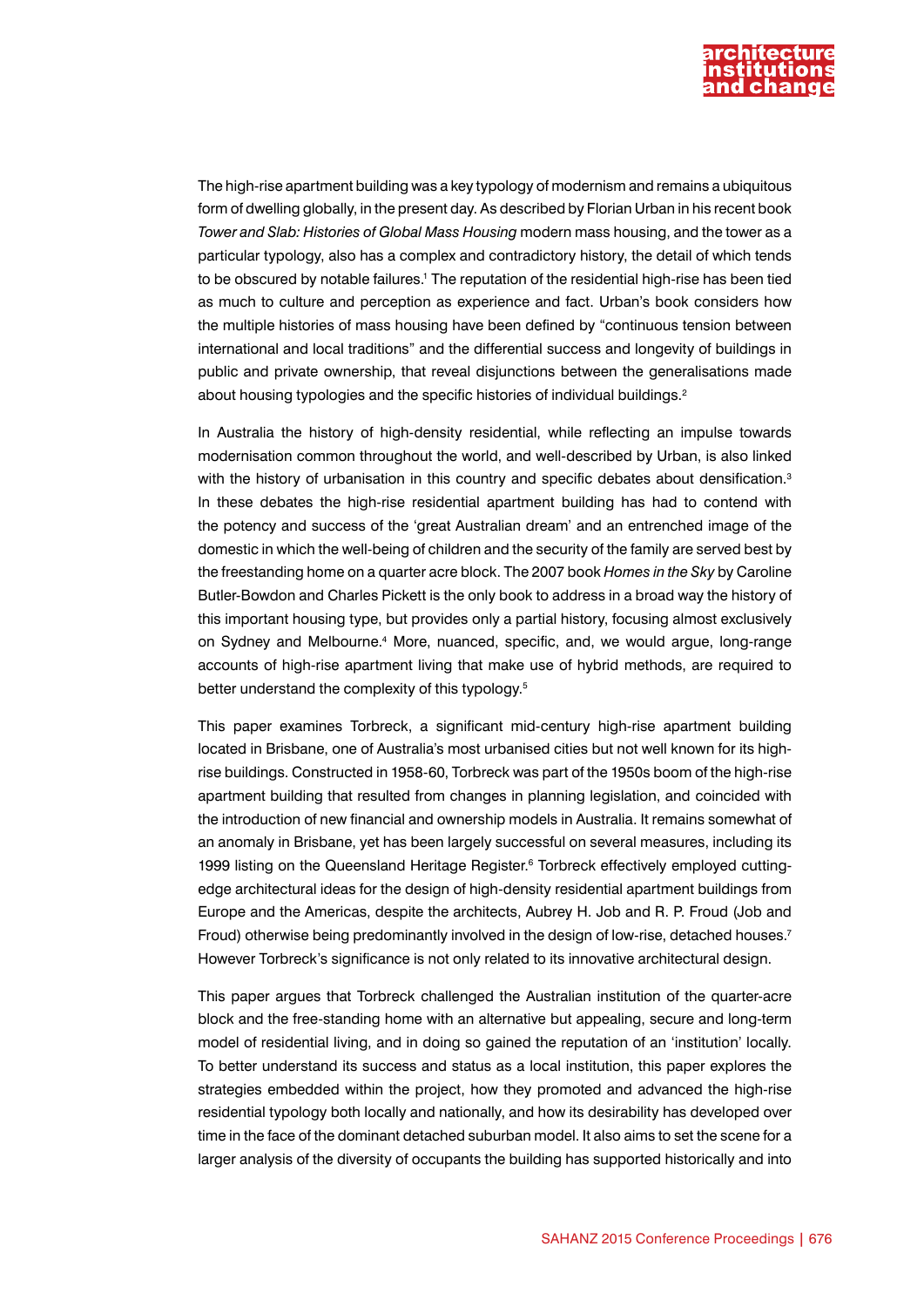The high-rise apartment building was a key typology of modernism and remains a ubiquitous form of dwelling globally, in the present day. As described by Florian Urban in his recent book *Tower and Slab: Histories of Global Mass Housing* modern mass housing, and the tower as a particular typology, also has a complex and contradictory history, the detail of which tends to be obscured by notable failures.[1] The reputation of the residential high-rise has been tied as much to culture and perception as experience and fact. Urban's book considers how the multiple histories of mass housing have been defined by "continuous tension between international and local traditions" and the differential success and longevity of buildings in public and private ownership, that reveal disjunctions between the generalisations made about housing typologies and the specific histories of individual buildings.[2]

In Australia the history of high-density residential, while reflecting an impulse towards modernisation common throughout the world, and well-described by Urban, is also linked with the history of urbanisation in this country and specific debates about densification.[3] In these debates the high-rise residential apartment building has had to contend with the potency and success of the 'great Australian dream' and an entrenched image of the domestic in which the well-being of children and the security of the family are served best by the freestanding home on a quarter acre block. The 2007 book *Homes in the Sky* by Caroline Butler-Bowdon and Charles Pickett is the only book to address in a broad way the history of this important housing type, but provides only a partial history, focusing almost exclusively on Sydney and Melbourne.[4] More, nuanced, specific, and, we would argue, long-range accounts of high-rise apartment living that make use of hybrid methods, are required to better understand the complexity of this typology.[5]

This paper examines Torbreck, a significant mid-century high-rise apartment building located in Brisbane, one of Australia's most urbanised cities but not well known for its high-rise buildings. Constructed in 1958-60, Torbreck was part of the 1950s boom of the high-rise apartment building that resulted from changes in planning legislation, and coincided with the introduction of new financial and ownership models in Australia. It remains somewhat of an anomaly in Brisbane, yet has been largely successful on several measures, including its 1999 listing on the Queensland Heritage Register.[6] Torbreck effectively employed cutting-edge architectural ideas for the design of high-density residential apartment buildings from Europe and the Americas, despite the architects, Aubrey H. Job and R. P. Froud (Job and Froud) otherwise being predominantly involved in the design of low-rise, detached houses.[7] However Torbreck's significance is not only related to its innovative architectural design.

This paper argues that Torbreck challenged the Australian institution of the quarter-acre block and the free-standing home with an alternative but appealing, secure and long-term model of residential living, and in doing so gained the reputation of an 'institution' locally. To better understand its success and status as a local institution, this paper explores the strategies embedded within the project, how they promoted and advanced the high-rise residential typology both locally and nationally, and how its desirability has developed over time in the face of the dominant detached suburban model. It also aims to set the scene for a larger analysis of the diversity of occupants the building has supported historically and into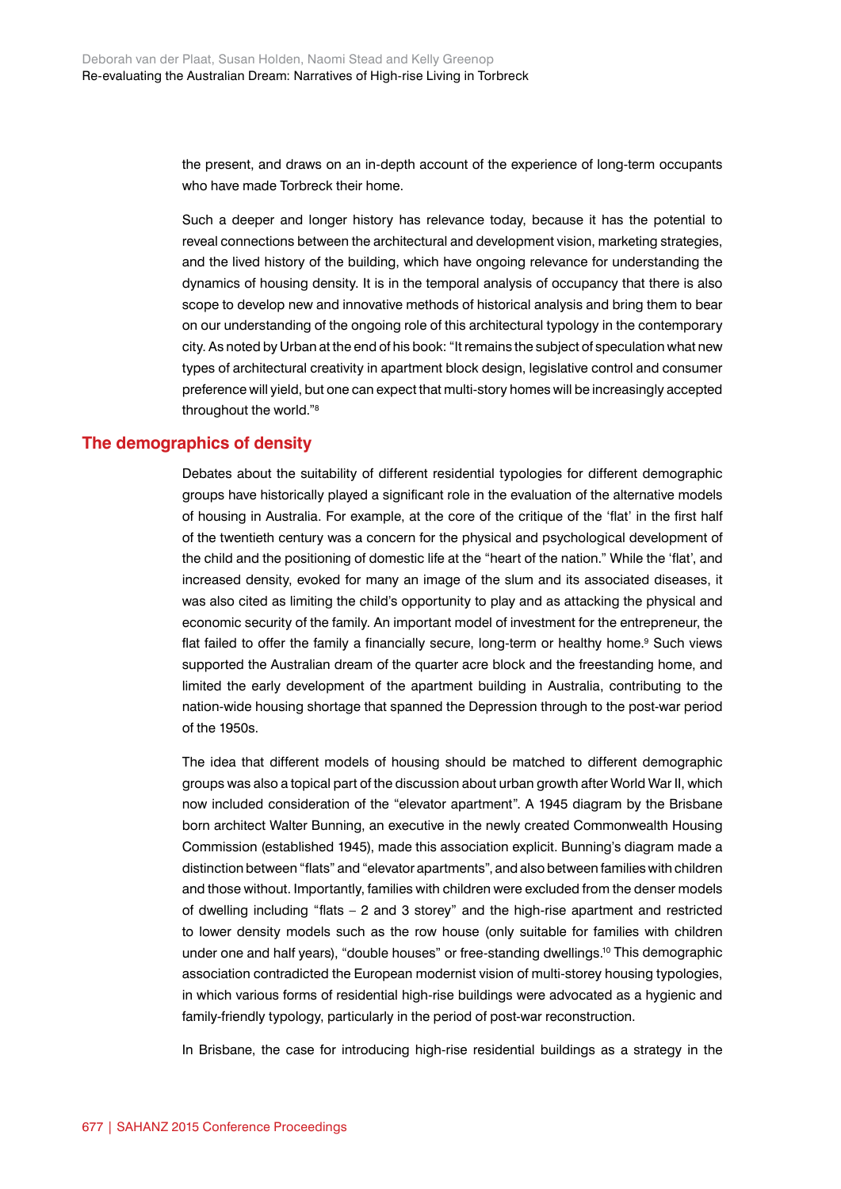the present, and draws on an in-depth account of the experience of long-term occupants who have made Torbreck their home.

Such a deeper and longer history has relevance today, because it has the potential to reveal connections between the architectural and development vision, marketing strategies, and the lived history of the building, which have ongoing relevance for understanding the dynamics of housing density. It is in the temporal analysis of occupancy that there is also scope to develop new and innovative methods of historical analysis and bring them to bear on our understanding of the ongoing role of this architectural typology in the contemporary city. As noted by Urban at the end of his book: "It remains the subject of speculation what new types of architectural creativity in apartment block design, legislative control and consumer preference will yield, but one can expect that multi-story homes will be increasingly accepted throughout the world."[8]

## The demographics of density

Debates about the suitability of different residential typologies for different demographic groups have historically played a significant role in the evaluation of the alternative models of housing in Australia. For example, at the core of the critique of the 'flat' in the first half of the twentieth century was a concern for the physical and psychological development of the child and the positioning of domestic life at the "heart of the nation." While the 'flat', and increased density, evoked for many an image of the slum and its associated diseases, it was also cited as limiting the child's opportunity to play and as attacking the physical and economic security of the family. An important model of investment for the entrepreneur, the flat failed to offer the family a financially secure, long-term or healthy home.[9] Such views supported the Australian dream of the quarter acre block and the freestanding home, and limited the early development of the apartment building in Australia, contributing to the nation-wide housing shortage that spanned the Depression through to the post-war period of the 1950s.

The idea that different models of housing should be matched to different demographic groups was also a topical part of the discussion about urban growth after World War II, which now included consideration of the "elevator apartment". A 1945 diagram by the Brisbane born architect Walter Bunning, an executive in the newly created Commonwealth Housing Commission (established 1945), made this association explicit. Bunning's diagram made a distinction between "flats" and "elevator apartments", and also between families with children and those without. Importantly, families with children were excluded from the denser models of dwelling including "flats – 2 and 3 storey" and the high-rise apartment and restricted to lower density models such as the row house (only suitable for families with children under one and half years), "double houses" or free-standing dwellings.[10] This demographic association contradicted the European modernist vision of multi-storey housing typologies, in which various forms of residential high-rise buildings were advocated as a hygienic and family-friendly typology, particularly in the period of post-war reconstruction.

In Brisbane, the case for introducing high-rise residential buildings as a strategy in the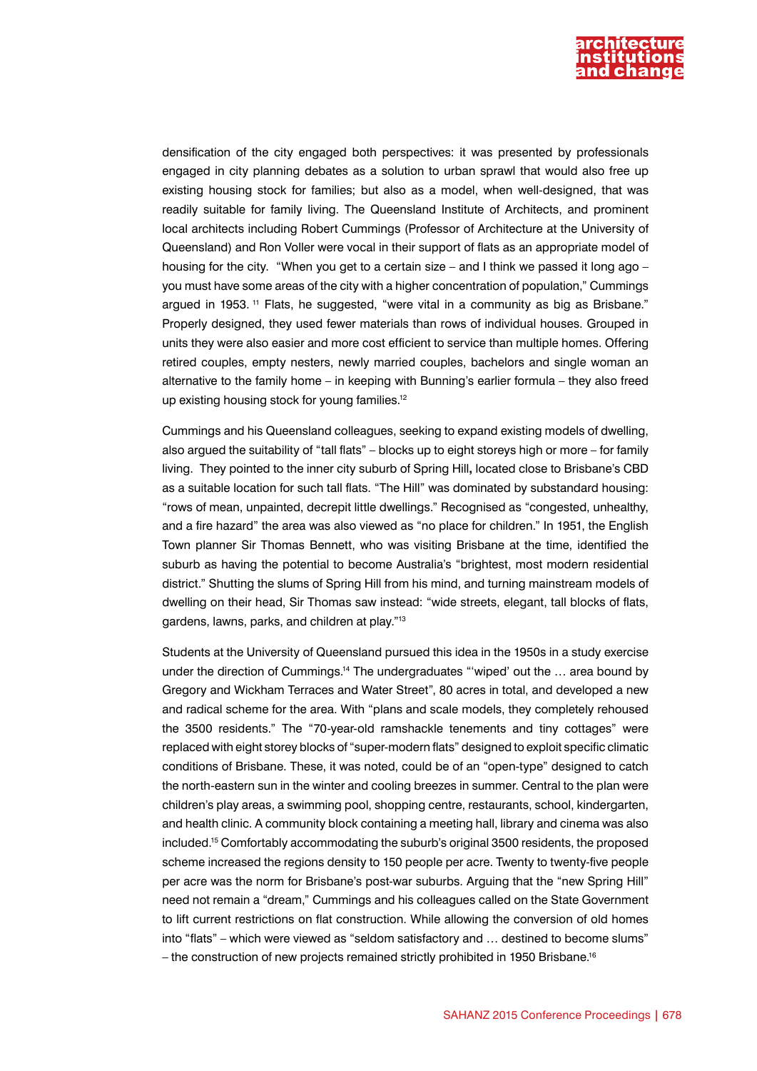densification of the city engaged both perspectives: it was presented by professionals engaged in city planning debates as a solution to urban sprawl that would also free up existing housing stock for families; but also as a model, when well-designed, that was readily suitable for family living. The Queensland Institute of Architects, and prominent local architects including Robert Cummings (Professor of Architecture at the University of Queensland) and Ron Voller were vocal in their support of flats as an appropriate model of housing for the city. "When you get to a certain size – and I think we passed it long ago – you must have some areas of the city with a higher concentration of population," Cummings argued in 1953. [11] Flats, he suggested, "were vital in a community as big as Brisbane." Properly designed, they used fewer materials than rows of individual houses. Grouped in units they were also easier and more cost efficient to service than multiple homes. Offering retired couples, empty nesters, newly married couples, bachelors and single woman an alternative to the family home – in keeping with Bunning's earlier formula – they also freed up existing housing stock for young families.[12]

Cummings and his Queensland colleagues, seeking to expand existing models of dwelling, also argued the suitability of "tall flats" – blocks up to eight storeys high or more – for family living. They pointed to the inner city suburb of Spring Hill**,** located close to Brisbane's CBD as a suitable location for such tall flats. "The Hill" was dominated by substandard housing: "rows of mean, unpainted, decrepit little dwellings." Recognised as "congested, unhealthy, and a fire hazard" the area was also viewed as "no place for children." In 1951, the English Town planner Sir Thomas Bennett, who was visiting Brisbane at the time, identified the suburb as having the potential to become Australia's "brightest, most modern residential district." Shutting the slums of Spring Hill from his mind, and turning mainstream models of dwelling on their head, Sir Thomas saw instead: "wide streets, elegant, tall blocks of flats, gardens, lawns, parks, and children at play."[13]

Students at the University of Queensland pursued this idea in the 1950s in a study exercise under the direction of Cummings.[14] The undergraduates "'wiped' out the … area bound by Gregory and Wickham Terraces and Water Street", 80 acres in total, and developed a new and radical scheme for the area. With "plans and scale models, they completely rehoused the 3500 residents." The "70-year-old ramshackle tenements and tiny cottages" were replaced with eight storey blocks of "super-modern flats" designed to exploit specific climatic conditions of Brisbane. These, it was noted, could be of an "open-type" designed to catch the north-eastern sun in the winter and cooling breezes in summer. Central to the plan were children's play areas, a swimming pool, shopping centre, restaurants, school, kindergarten, and health clinic. A community block containing a meeting hall, library and cinema was also included.[15] Comfortably accommodating the suburb's original 3500 residents, the proposed scheme increased the regions density to 150 people per acre. Twenty to twenty-five people per acre was the norm for Brisbane's post-war suburbs. Arguing that the "new Spring Hill" need not remain a "dream," Cummings and his colleagues called on the State Government to lift current restrictions on flat construction. While allowing the conversion of old homes into "flats" – which were viewed as "seldom satisfactory and … destined to become slums" – the construction of new projects remained strictly prohibited in 1950 Brisbane.[16]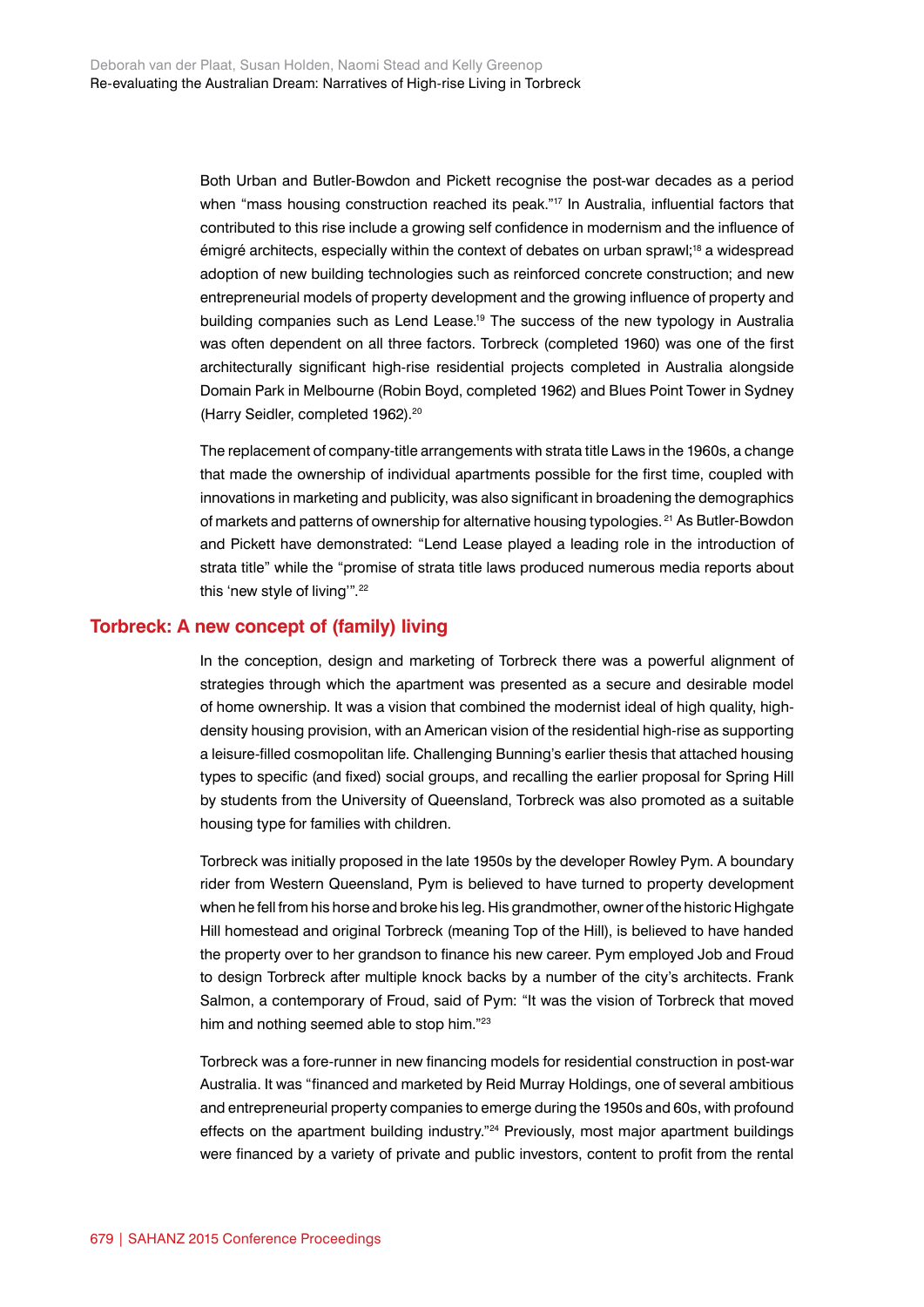Both Urban and Butler-Bowdon and Pickett recognise the post-war decades as a period when "mass housing construction reached its peak."[17] In Australia, influential factors that contributed to this rise include a growing self confidence in modernism and the influence of émigré architects, especially within the context of debates on urban sprawl;[18] a widespread adoption of new building technologies such as reinforced concrete construction; and new entrepreneurial models of property development and the growing influence of property and building companies such as Lend Lease.[19] The success of the new typology in Australia was often dependent on all three factors. Torbreck (completed 1960) was one of the first architecturally significant high-rise residential projects completed in Australia alongside Domain Park in Melbourne (Robin Boyd, completed 1962) and Blues Point Tower in Sydney (Harry Seidler, completed 1962).[20]

The replacement of company-title arrangements with strata title Laws in the 1960s, a change that made the ownership of individual apartments possible for the first time, coupled with innovations in marketing and publicity, was also significant in broadening the demographics of markets and patterns of ownership for alternative housing typologies.[21] As Butler-Bowdon and Pickett have demonstrated: "Lend Lease played a leading role in the introduction of strata title" while the "promise of strata title laws produced numerous media reports about this 'new style of living'".[22]

## Torbreck: A new concept of (family) living

In the conception, design and marketing of Torbreck there was a powerful alignment of strategies through which the apartment was presented as a secure and desirable model of home ownership. It was a vision that combined the modernist ideal of high quality, high-density housing provision, with an American vision of the residential high-rise as supporting a leisure-filled cosmopolitan life. Challenging Bunning's earlier thesis that attached housing types to specific (and fixed) social groups, and recalling the earlier proposal for Spring Hill by students from the University of Queensland, Torbreck was also promoted as a suitable housing type for families with children.

Torbreck was initially proposed in the late 1950s by the developer Rowley Pym. A boundary rider from Western Queensland, Pym is believed to have turned to property development when he fell from his horse and broke his leg. His grandmother, owner of the historic Highgate Hill homestead and original Torbreck (meaning Top of the Hill), is believed to have handed the property over to her grandson to finance his new career. Pym employed Job and Froud to design Torbreck after multiple knock backs by a number of the city's architects. Frank Salmon, a contemporary of Froud, said of Pym: "It was the vision of Torbreck that moved him and nothing seemed able to stop him."[23]

Torbreck was a fore-runner in new financing models for residential construction in post-war Australia. It was "financed and marketed by Reid Murray Holdings, one of several ambitious and entrepreneurial property companies to emerge during the 1950s and 60s, with profound effects on the apartment building industry."[24] Previously, most major apartment buildings were financed by a variety of private and public investors, content to profit from the rental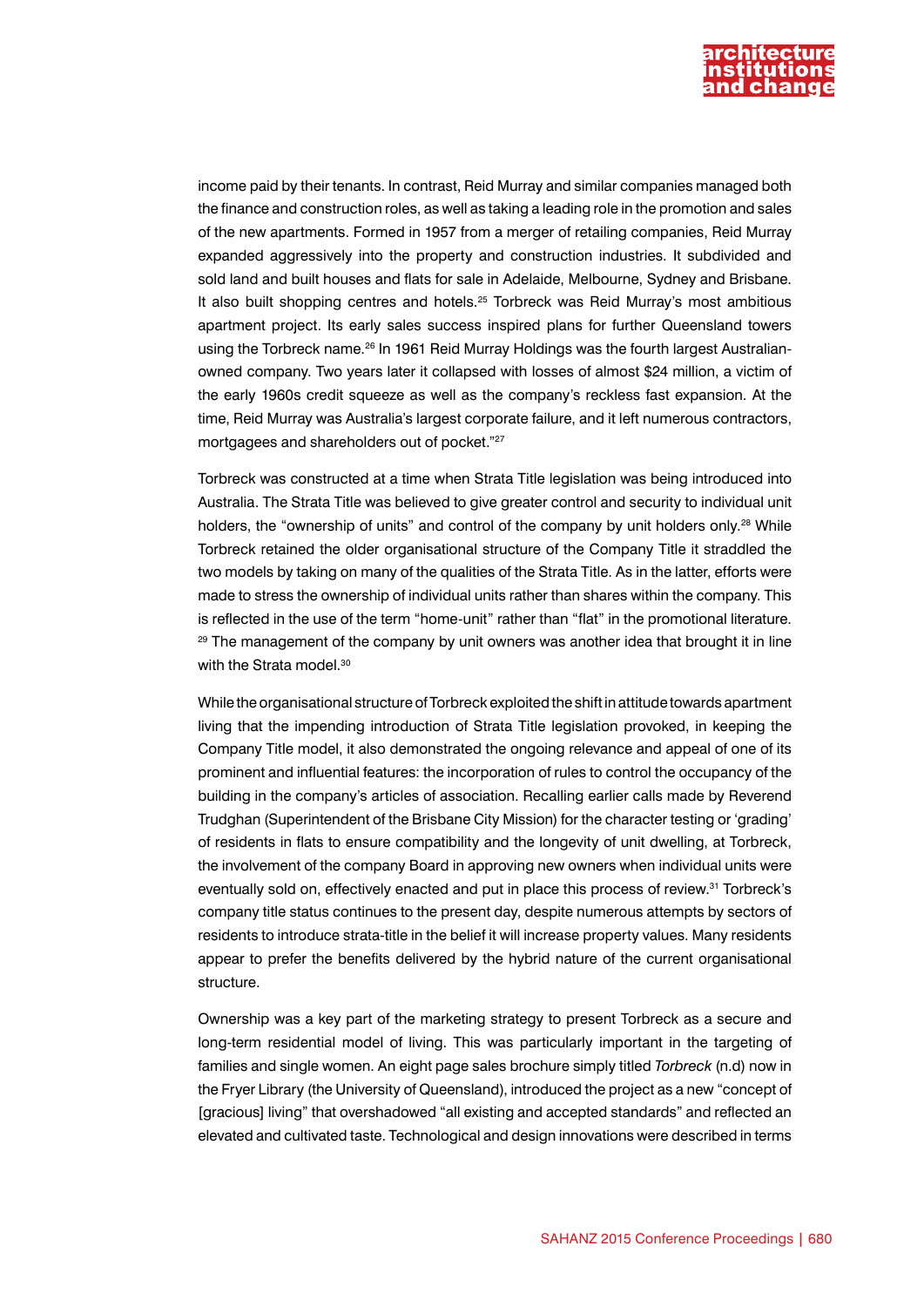income paid by their tenants. In contrast, Reid Murray and similar companies managed both the finance and construction roles, as well as taking a leading role in the promotion and sales of the new apartments. Formed in 1957 from a merger of retailing companies, Reid Murray expanded aggressively into the property and construction industries. It subdivided and sold land and built houses and flats for sale in Adelaide, Melbourne, Sydney and Brisbane. It also built shopping centres and hotels.[25] Torbreck was Reid Murray's most ambitious apartment project. Its early sales success inspired plans for further Queensland towers using the Torbreck name.[26] In 1961 Reid Murray Holdings was the fourth largest Australian-owned company. Two years later it collapsed with losses of almost $24 million, a victim of the early 1960s credit squeeze as well as the company's reckless fast expansion. At the time, Reid Murray was Australia's largest corporate failure, and it left numerous contractors, mortgagees and shareholders out of pocket."[27]

Torbreck was constructed at a time when Strata Title legislation was being introduced into Australia. The Strata Title was believed to give greater control and security to individual unit holders, the "ownership of units" and control of the company by unit holders only.[28] While Torbreck retained the older organisational structure of the Company Title it straddled the two models by taking on many of the qualities of the Strata Title. As in the latter, efforts were made to stress the ownership of individual units rather than shares within the company. This is reflected in the use of the term "home-unit" rather than "flat" in the promotional literature.[29] The management of the company by unit owners was another idea that brought it in line with the Strata model.[30]

While the organisational structure of Torbreck exploited the shift in attitude towards apartment living that the impending introduction of Strata Title legislation provoked, in keeping the Company Title model, it also demonstrated the ongoing relevance and appeal of one of its prominent and influential features: the incorporation of rules to control the occupancy of the building in the company's articles of association. Recalling earlier calls made by Reverend Trudghan (Superintendent of the Brisbane City Mission) for the character testing or 'grading' of residents in flats to ensure compatibility and the longevity of unit dwelling, at Torbreck, the involvement of the company Board in approving new owners when individual units were eventually sold on, effectively enacted and put in place this process of review.[31] Torbreck's company title status continues to the present day, despite numerous attempts by sectors of residents to introduce strata-title in the belief it will increase property values. Many residents appear to prefer the benefits delivered by the hybrid nature of the current organisational structure.

Ownership was a key part of the marketing strategy to present Torbreck as a secure and long-term residential model of living. This was particularly important in the targeting of families and single women. An eight page sales brochure simply titled *Torbreck* (n.d) now in the Fryer Library (the University of Queensland), introduced the project as a new "concept of [gracious] living" that overshadowed "all existing and accepted standards" and reflected an elevated and cultivated taste. Technological and design innovations were described in terms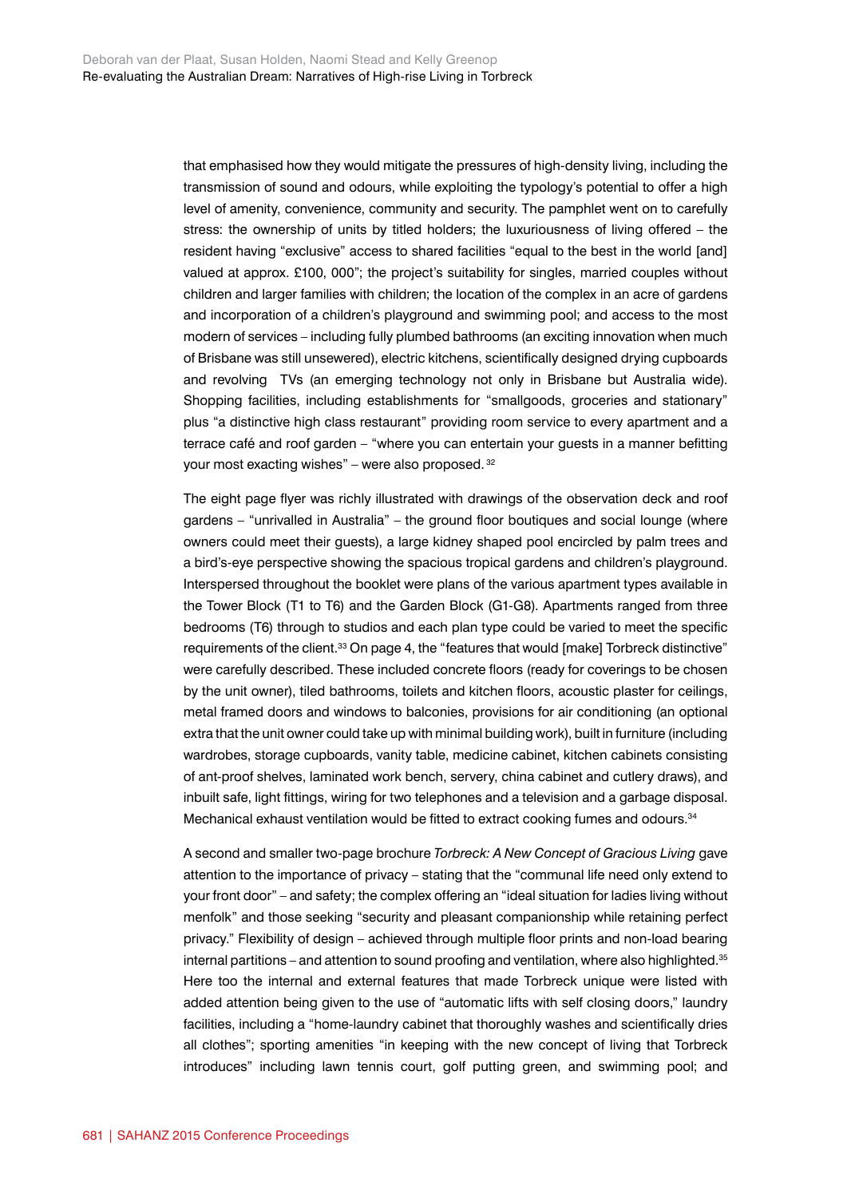that emphasised how they would mitigate the pressures of high-density living, including the transmission of sound and odours, while exploiting the typology's potential to offer a high level of amenity, convenience, community and security. The pamphlet went on to carefully stress: the ownership of units by titled holders; the luxuriousness of living offered – the resident having "exclusive" access to shared facilities "equal to the best in the world [and] valued at approx. £100, 000"; the project's suitability for singles, married couples without children and larger families with children; the location of the complex in an acre of gardens and incorporation of a children's playground and swimming pool; and access to the most modern of services – including fully plumbed bathrooms (an exciting innovation when much of Brisbane was still unsewered), electric kitchens, scientifically designed drying cupboards and revolving TVs (an emerging technology not only in Brisbane but Australia wide). Shopping facilities, including establishments for "smallgoods, groceries and stationary" plus "a distinctive high class restaurant" providing room service to every apartment and a terrace café and roof garden – "where you can entertain your guests in a manner befitting your most exacting wishes" – were also proposed.[32]

The eight page flyer was richly illustrated with drawings of the observation deck and roof gardens – "unrivalled in Australia" – the ground floor boutiques and social lounge (where owners could meet their guests), a large kidney shaped pool encircled by palm trees and a bird's-eye perspective showing the spacious tropical gardens and children's playground. Interspersed throughout the booklet were plans of the various apartment types available in the Tower Block (T1 to T6) and the Garden Block (G1-G8). Apartments ranged from three bedrooms (T6) through to studios and each plan type could be varied to meet the specific requirements of the client.[33] On page 4, the "features that would [make] Torbreck distinctive" were carefully described. These included concrete floors (ready for coverings to be chosen by the unit owner), tiled bathrooms, toilets and kitchen floors, acoustic plaster for ceilings, metal framed doors and windows to balconies, provisions for air conditioning (an optional extra that the unit owner could take up with minimal building work), built in furniture (including wardrobes, storage cupboards, vanity table, medicine cabinet, kitchen cabinets consisting of ant-proof shelves, laminated work bench, servery, china cabinet and cutlery draws), and inbuilt safe, light fittings, wiring for two telephones and a television and a garbage disposal. Mechanical exhaust ventilation would be fitted to extract cooking fumes and odours.[34]

A second and smaller two-page brochure *Torbreck: A New Concept of Gracious Living* gave attention to the importance of privacy – stating that the "communal life need only extend to your front door" – and safety; the complex offering an "ideal situation for ladies living without menfolk" and those seeking "security and pleasant companionship while retaining perfect privacy." Flexibility of design – achieved through multiple floor prints and non-load bearing internal partitions – and attention to sound proofing and ventilation, where also highlighted.[35] Here too the internal and external features that made Torbreck unique were listed with added attention being given to the use of "automatic lifts with self closing doors," laundry facilities, including a "home-laundry cabinet that thoroughly washes and scientifically dries all clothes"; sporting amenities "in keeping with the new concept of living that Torbreck introduces" including lawn tennis court, golf putting green, and swimming pool; and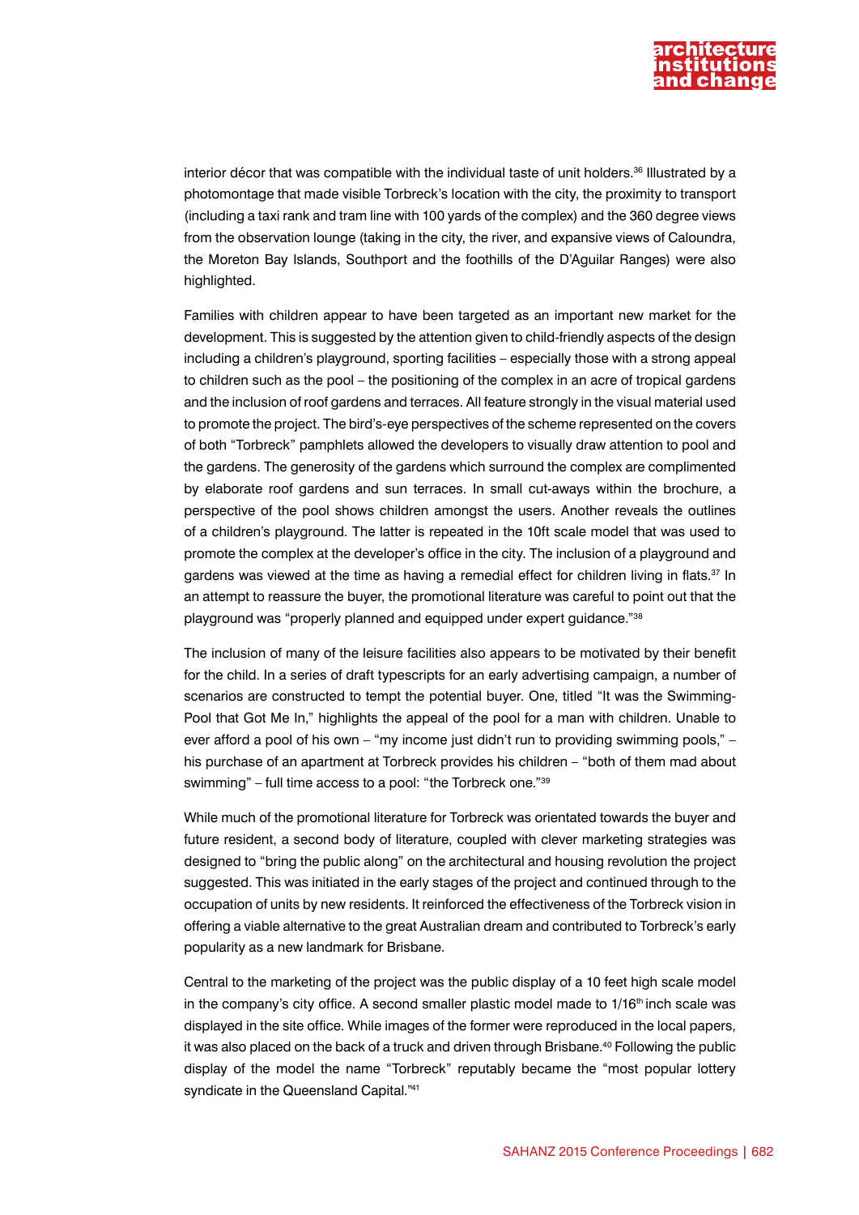interior décor that was compatible with the individual taste of unit holders.[36] Illustrated by a photomontage that made visible Torbreck's location with the city, the proximity to transport (including a taxi rank and tram line with 100 yards of the complex) and the 360 degree views from the observation lounge (taking in the city, the river, and expansive views of Caloundra, the Moreton Bay Islands, Southport and the foothills of the D'Aguilar Ranges) were also highlighted.

Families with children appear to have been targeted as an important new market for the development. This is suggested by the attention given to child-friendly aspects of the design including a children's playground, sporting facilities – especially those with a strong appeal to children such as the pool – the positioning of the complex in an acre of tropical gardens and the inclusion of roof gardens and terraces. All feature strongly in the visual material used to promote the project. The bird's-eye perspectives of the scheme represented on the covers of both "Torbreck" pamphlets allowed the developers to visually draw attention to pool and the gardens. The generosity of the gardens which surround the complex are complimented by elaborate roof gardens and sun terraces. In small cut-aways within the brochure, a perspective of the pool shows children amongst the users. Another reveals the outlines of a children's playground. The latter is repeated in the 10ft scale model that was used to promote the complex at the developer's office in the city. The inclusion of a playground and gardens was viewed at the time as having a remedial effect for children living in flats.[37] In an attempt to reassure the buyer, the promotional literature was careful to point out that the playground was "properly planned and equipped under expert guidance."[38]

The inclusion of many of the leisure facilities also appears to be motivated by their benefit for the child. In a series of draft typescripts for an early advertising campaign, a number of scenarios are constructed to tempt the potential buyer. One, titled "It was the Swimming-Pool that Got Me In," highlights the appeal of the pool for a man with children. Unable to ever afford a pool of his own – "my income just didn't run to providing swimming pools," – his purchase of an apartment at Torbreck provides his children – "both of them mad about swimming" – full time access to a pool: "the Torbreck one."[39]

While much of the promotional literature for Torbreck was orientated towards the buyer and future resident, a second body of literature, coupled with clever marketing strategies was designed to "bring the public along" on the architectural and housing revolution the project suggested. This was initiated in the early stages of the project and continued through to the occupation of units by new residents. It reinforced the effectiveness of the Torbreck vision in offering a viable alternative to the great Australian dream and contributed to Torbreck's early popularity as a new landmark for Brisbane.

Central to the marketing of the project was the public display of a 10 feet high scale model in the company's city office. A second smaller plastic model made to 1/16th inch scale was displayed in the site office. While images of the former were reproduced in the local papers, it was also placed on the back of a truck and driven through Brisbane.[40] Following the public display of the model the name "Torbreck" reputably became the "most popular lottery syndicate in the Queensland Capital."[41]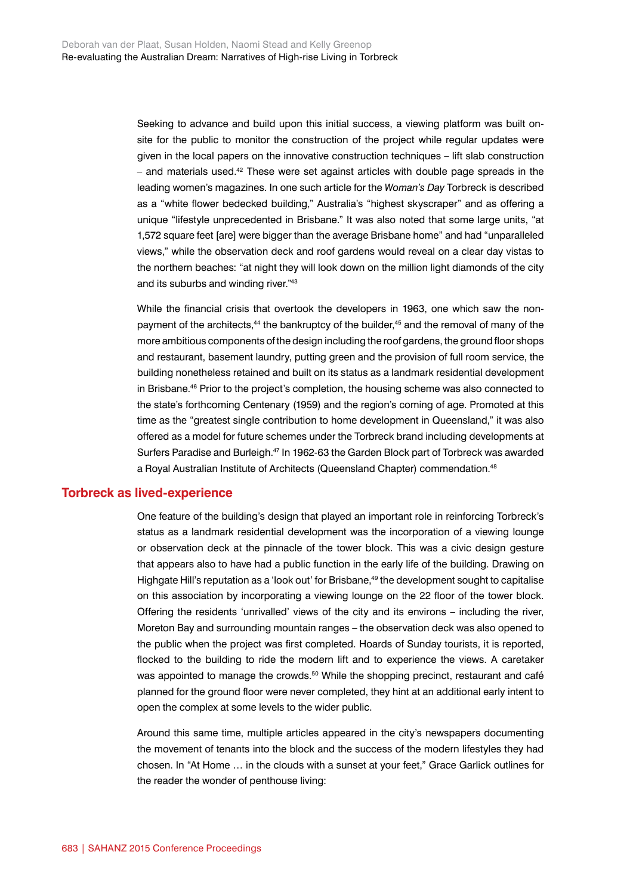Seeking to advance and build upon this initial success, a viewing platform was built on-site for the public to monitor the construction of the project while regular updates were given in the local papers on the innovative construction techniques – lift slab construction – and materials used.[42] These were set against articles with double page spreads in the leading women's magazines. In one such article for the *Woman's Day* Torbreck is described as a "white flower bedecked building," Australia's "highest skyscraper" and as offering a unique "lifestyle unprecedented in Brisbane." It was also noted that some large units, "at 1,572 square feet [are] were bigger than the average Brisbane home" and had "unparalleled views," while the observation deck and roof gardens would reveal on a clear day vistas to the northern beaches: "at night they will look down on the million light diamonds of the city and its suburbs and winding river."[43]

While the financial crisis that overtook the developers in 1963, one which saw the non-payment of the architects,[44] the bankruptcy of the builder,[45] and the removal of many of the more ambitious components of the design including the roof gardens, the ground floor shops and restaurant, basement laundry, putting green and the provision of full room service, the building nonetheless retained and built on its status as a landmark residential development in Brisbane.[46] Prior to the project's completion, the housing scheme was also connected to the state's forthcoming Centenary (1959) and the region's coming of age. Promoted at this time as the "greatest single contribution to home development in Queensland," it was also offered as a model for future schemes under the Torbreck brand including developments at Surfers Paradise and Burleigh.[47] In 1962-63 the Garden Block part of Torbreck was awarded a Royal Australian Institute of Architects (Queensland Chapter) commendation.[48]

## Torbreck as lived-experience

One feature of the building's design that played an important role in reinforcing Torbreck's status as a landmark residential development was the incorporation of a viewing lounge or observation deck at the pinnacle of the tower block. This was a civic design gesture that appears also to have had a public function in the early life of the building. Drawing on Highgate Hill's reputation as a 'look out' for Brisbane,[49] the development sought to capitalise on this association by incorporating a viewing lounge on the 22 floor of the tower block. Offering the residents 'unrivalled' views of the city and its environs – including the river, Moreton Bay and surrounding mountain ranges – the observation deck was also opened to the public when the project was first completed. Hoards of Sunday tourists, it is reported, flocked to the building to ride the modern lift and to experience the views. A caretaker was appointed to manage the crowds.[50] While the shopping precinct, restaurant and café planned for the ground floor were never completed, they hint at an additional early intent to open the complex at some levels to the wider public.

Around this same time, multiple articles appeared in the city's newspapers documenting the movement of tenants into the block and the success of the modern lifestyles they had chosen. In "At Home … in the clouds with a sunset at your feet," Grace Garlick outlines for the reader the wonder of penthouse living: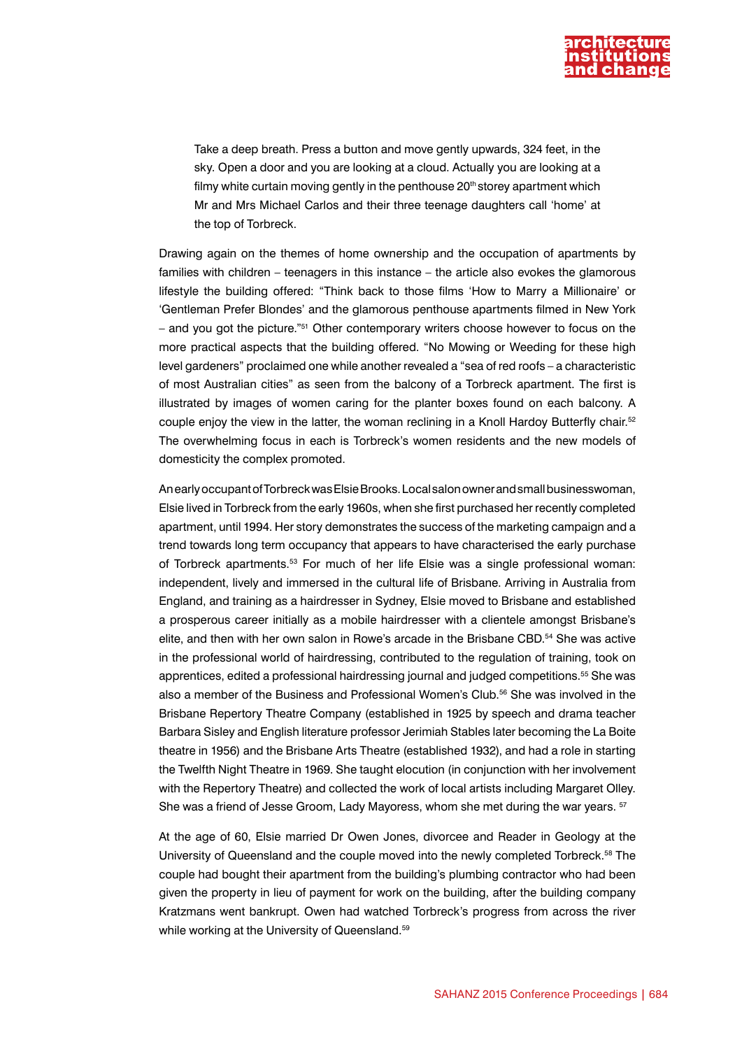> Take a deep breath. Press a button and move gently upwards, 324 feet, in the sky. Open a door and you are looking at a cloud. Actually you are looking at a filmy white curtain moving gently in the penthouse 20th storey apartment which Mr and Mrs Michael Carlos and their three teenage daughters call 'home' at the top of Torbreck.

Drawing again on the themes of home ownership and the occupation of apartments by families with children – teenagers in this instance – the article also evokes the glamorous lifestyle the building offered: "Think back to those films 'How to Marry a Millionaire' or 'Gentleman Prefer Blondes' and the glamorous penthouse apartments filmed in New York – and you got the picture."[51] Other contemporary writers choose however to focus on the more practical aspects that the building offered. "No Mowing or Weeding for these high level gardeners" proclaimed one while another revealed a "sea of red roofs – a characteristic of most Australian cities" as seen from the balcony of a Torbreck apartment. The first is illustrated by images of women caring for the planter boxes found on each balcony. A couple enjoy the view in the latter, the woman reclining in a Knoll Hardoy Butterfly chair.[52] The overwhelming focus in each is Torbreck's women residents and the new models of domesticity the complex promoted.

An early occupant of Torbreck was Elsie Brooks. Local salon owner and small businesswoman, Elsie lived in Torbreck from the early 1960s, when she first purchased her recently completed apartment, until 1994. Her story demonstrates the success of the marketing campaign and a trend towards long term occupancy that appears to have characterised the early purchase of Torbreck apartments.[53] For much of her life Elsie was a single professional woman: independent, lively and immersed in the cultural life of Brisbane. Arriving in Australia from England, and training as a hairdresser in Sydney, Elsie moved to Brisbane and established a prosperous career initially as a mobile hairdresser with a clientele amongst Brisbane's elite, and then with her own salon in Rowe's arcade in the Brisbane CBD.[54] She was active in the professional world of hairdressing, contributed to the regulation of training, took on apprentices, edited a professional hairdressing journal and judged competitions.[55] She was also a member of the Business and Professional Women's Club.[56] She was involved in the Brisbane Repertory Theatre Company (established in 1925 by speech and drama teacher Barbara Sisley and English literature professor Jerimiah Stables later becoming the La Boite theatre in 1956) and the Brisbane Arts Theatre (established 1932), and had a role in starting the Twelfth Night Theatre in 1969. She taught elocution (in conjunction with her involvement with the Repertory Theatre) and collected the work of local artists including Margaret Olley. She was a friend of Jesse Groom, Lady Mayoress, whom she met during the war years.[57]

At the age of 60, Elsie married Dr Owen Jones, divorcee and Reader in Geology at the University of Queensland and the couple moved into the newly completed Torbreck.[58] The couple had bought their apartment from the building's plumbing contractor who had been given the property in lieu of payment for work on the building, after the building company Kratzmans went bankrupt. Owen had watched Torbreck's progress from across the river while working at the University of Queensland.[59]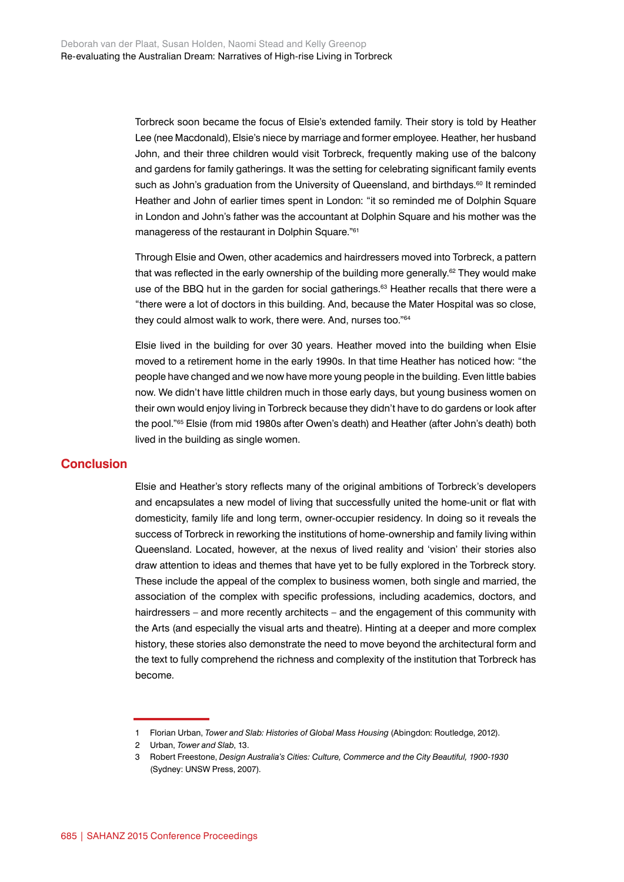Torbreck soon became the focus of Elsie's extended family. Their story is told by Heather Lee (nee Macdonald), Elsie's niece by marriage and former employee. Heather, her husband John, and their three children would visit Torbreck, frequently making use of the balcony and gardens for family gatherings. It was the setting for celebrating significant family events such as John's graduation from the University of Queensland, and birthdays.[60] It reminded Heather and John of earlier times spent in London: "it so reminded me of Dolphin Square in London and John's father was the accountant at Dolphin Square and his mother was the manageress of the restaurant in Dolphin Square."[61]

Through Elsie and Owen, other academics and hairdressers moved into Torbreck, a pattern that was reflected in the early ownership of the building more generally.[62] They would make use of the BBQ hut in the garden for social gatherings.[63] Heather recalls that there were a "there were a lot of doctors in this building. And, because the Mater Hospital was so close, they could almost walk to work, there were. And, nurses too."[64]

Elsie lived in the building for over 30 years. Heather moved into the building when Elsie moved to a retirement home in the early 1990s. In that time Heather has noticed how: "the people have changed and we now have more young people in the building. Even little babies now. We didn't have little children much in those early days, but young business women on their own would enjoy living in Torbreck because they didn't have to do gardens or look after the pool."[65] Elsie (from mid 1980s after Owen's death) and Heather (after John's death) both lived in the building as single women.

## Conclusion

Elsie and Heather's story reflects many of the original ambitions of Torbreck's developers and encapsulates a new model of living that successfully united the home-unit or flat with domesticity, family life and long term, owner-occupier residency. In doing so it reveals the success of Torbreck in reworking the institutions of home-ownership and family living within Queensland. Located, however, at the nexus of lived reality and 'vision' their stories also draw attention to ideas and themes that have yet to be fully explored in the Torbreck story. These include the appeal of the complex to business women, both single and married, the association of the complex with specific professions, including academics, doctors, and hairdressers – and more recently architects – and the engagement of this community with the Arts (and especially the visual arts and theatre). Hinting at a deeper and more complex history, these stories also demonstrate the need to move beyond the architectural form and the text to fully comprehend the richness and complexity of the institution that Torbreck has become.

---

1 Florian Urban, *Tower and Slab: Histories of Global Mass Housing* (Abingdon: Routledge, 2012).

2 Urban, *Tower and Slab*, 13.

3 Robert Freestone, *Design Australia's Cities: Culture, Commerce and the City Beautiful, 1900-1930* (Sydney: UNSW Press, 2007).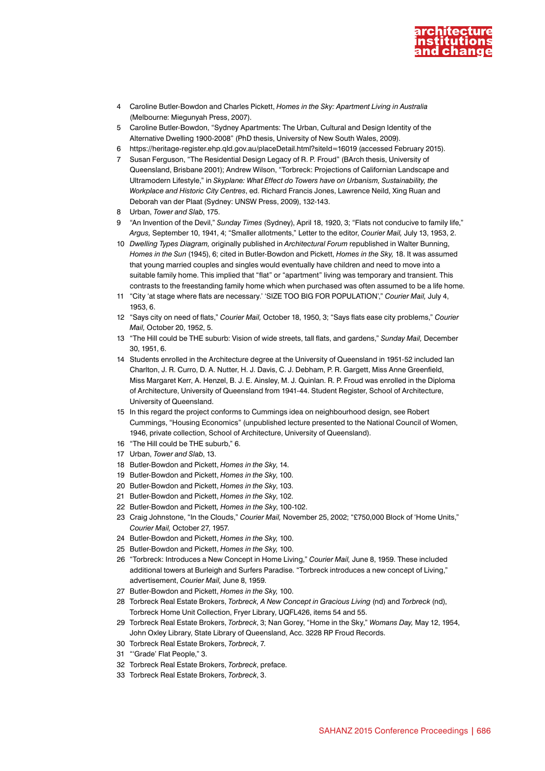4 Caroline Butler-Bowdon and Charles Pickett, *Homes in the Sky: Apartment Living in Australia* (Melbourne: Miegunyah Press, 2007).

5 Caroline Butler-Bowdon, "Sydney Apartments: The Urban, Cultural and Design Identity of the Alternative Dwelling 1900-2008" (PhD thesis, University of New South Wales, 2009).

6 https://heritage-register.ehp.qld.gov.au/placeDetail.html?siteId=16019 (accessed February 2015).

7 Susan Ferguson, "The Residential Design Legacy of R. P. Froud" (BArch thesis, University of Queensland, Brisbane 2001); Andrew Wilson, "Torbreck: Projections of Californian Landscape and Ultramodern Lifestyle," in *Skyplane: What Effect do Towers have on Urbanism, Sustainability, the Workplace and Historic City Centres*, ed. Richard Francis Jones, Lawrence Neild, Xing Ruan and Deborah van der Plaat (Sydney: UNSW Press, 2009), 132-143.

8 Urban, *Tower and Slab*, 175.

9 "An Invention of the Devil," *Sunday Times* (Sydney), April 18, 1920, 3; "Flats not conducive to family life," *Argus,* September 10, 1941, 4; "Smaller allotments," Letter to the editor, *Courier Mail,* July 13, 1953, 2.

10 *Dwelling Types Diagram,* originally published in *Architectural Forum* republished in Walter Bunning, *Homes in the Sun* (1945), 6; cited in Butler-Bowdon and Pickett, *Homes in the Sky,* 18. It was assumed that young married couples and singles would eventually have children and need to move into a suitable family home. This implied that "flat" or "apartment" living was temporary and transient. This contrasts to the freestanding family home which when purchased was often assumed to be a life home.

11 "City 'at stage where flats are necessary.' 'SIZE TOO BIG FOR POPULATION'," *Courier Mail,* July 4, 1953, 6.

12 "Says city on need of flats," *Courier Mail,* October 18, 1950, 3; "Says flats ease city problems," *Courier Mail,* October 20, 1952, 5.

13 "The Hill could be THE suburb: Vision of wide streets, tall flats, and gardens," *Sunday Mail,* December 30, 1951, 6.

14 Students enrolled in the Architecture degree at the University of Queensland in 1951-52 included Ian Charlton, J. R. Curro, D. A. Nutter, H. J. Davis, C. J. Debham, P. R. Gargett, Miss Anne Greenfield, Miss Margaret Kerr, A. Henzel, B. J. E. Ainsley, M. J. Quinlan. R. P. Froud was enrolled in the Diploma of Architecture, University of Queensland from 1941-44. Student Register, School of Architecture, University of Queensland.

15 In this regard the project conforms to Cummings idea on neighbourhood design, see Robert Cummings, "Housing Economics" (unpublished lecture presented to the National Council of Women, 1946, private collection, School of Architecture, University of Queensland).

16 "The Hill could be THE suburb," 6.

17 Urban, *Tower and Slab*, 13.

18 Butler-Bowdon and Pickett, *Homes in the Sky*, 14.

19 Butler-Bowdon and Pickett, *Homes in the Sky*, 100.

20 Butler-Bowdon and Pickett, *Homes in the Sky*, 103.

21 Butler-Bowdon and Pickett, *Homes in the Sky*, 102.

22 Butler-Bowdon and Pickett, *Homes in the Sky*, 100-102.

23 Craig Johnstone, "In the Clouds," *Courier Mail,* November 25, 2002; "£750,000 Block of 'Home Units," *Courier Mail,* October 27, 1957.

24 Butler-Bowdon and Pickett, *Homes in the Sky,* 100.

25 Butler-Bowdon and Pickett, *Homes in the Sky,* 100.

26 "Torbreck: Introduces a New Concept in Home Living," *Courier Mail,* June 8, 1959. These included additional towers at Burleigh and Surfers Paradise. "Torbreck introduces a new concept of Living," advertisement, *Courier Mail,* June 8, 1959.

27 Butler-Bowdon and Pickett, *Homes in the Sky,* 100.

28 Torbreck Real Estate Brokers, *Torbreck, A New Concept in Gracious Living* (nd) and *Torbreck* (nd), Torbreck Home Unit Collection, Fryer Library, UQFL426, items 54 and 55.

29 Torbreck Real Estate Brokers, *Torbreck*, 3; Nan Gorey, "Home in the Sky," *Womans Day,* May 12, 1954, John Oxley Library, State Library of Queensland, Acc. 3228 RP Froud Records.

30 Torbreck Real Estate Brokers, *Torbreck*, 7.

31 "'Grade' Flat People," 3.

32 Torbreck Real Estate Brokers, *Torbreck*, preface.

33 Torbreck Real Estate Brokers, *Torbreck*, 3.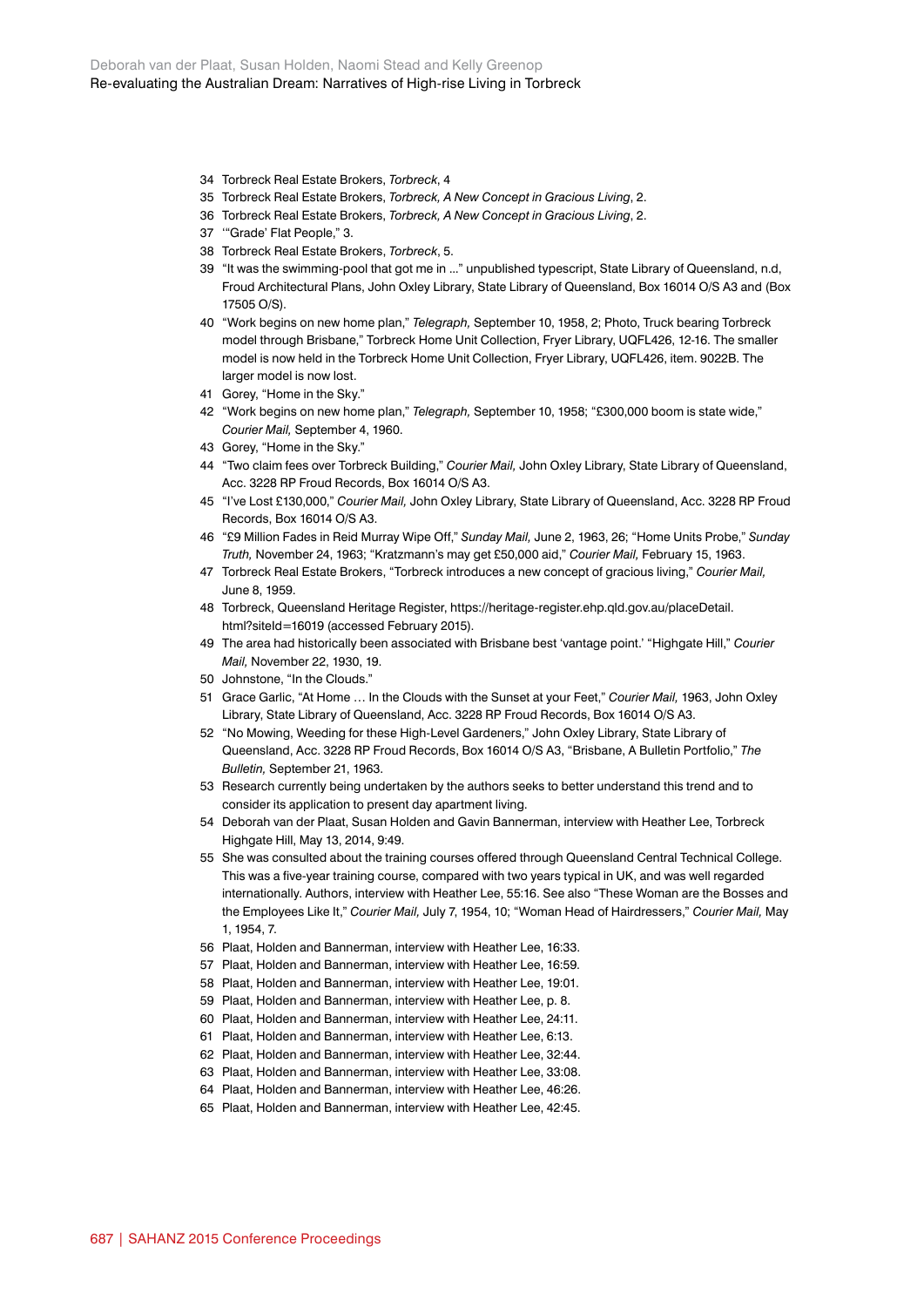34 Torbreck Real Estate Brokers, *Torbreck*, 4
35 Torbreck Real Estate Brokers, *Torbreck, A New Concept in Gracious Living*, 2.
36 Torbreck Real Estate Brokers, *Torbreck, A New Concept in Gracious Living*, 2.
37 '"Grade' Flat People," 3.
38 Torbreck Real Estate Brokers, *Torbreck*, 5.
39 "It was the swimming-pool that got me in ..." unpublished typescript, State Library of Queensland, n.d, Froud Architectural Plans, John Oxley Library, State Library of Queensland, Box 16014 O/S A3 and (Box 17505 O/S).
40 "Work begins on new home plan," *Telegraph,* September 10, 1958, 2; Photo, Truck bearing Torbreck model through Brisbane," Torbreck Home Unit Collection, Fryer Library, UQFL426, 12-16. The smaller model is now held in the Torbreck Home Unit Collection, Fryer Library, UQFL426, item. 9022B. The larger model is now lost.
41 Gorey, "Home in the Sky."
42 "Work begins on new home plan," *Telegraph,* September 10, 1958; "£300,000 boom is state wide," *Courier Mail,* September 4, 1960.
43 Gorey, "Home in the Sky."
44 "Two claim fees over Torbreck Building," *Courier Mail,* John Oxley Library, State Library of Queensland, Acc. 3228 RP Froud Records, Box 16014 O/S A3.
45 "I've Lost £130,000," *Courier Mail,* John Oxley Library, State Library of Queensland, Acc. 3228 RP Froud Records, Box 16014 O/S A3.
46 "£9 Million Fades in Reid Murray Wipe Off," *Sunday Mail,* June 2, 1963, 26; "Home Units Probe," *Sunday Truth,* November 24, 1963; "Kratzmann's may get £50,000 aid," *Courier Mail,* February 15, 1963.
47 Torbreck Real Estate Brokers, "Torbreck introduces a new concept of gracious living," *Courier Mail,* June 8, 1959.
48 Torbreck, Queensland Heritage Register, https://heritage-register.ehp.qld.gov.au/placeDetail.html?siteId=16019 (accessed February 2015).
49 The area had historically been associated with Brisbane best 'vantage point.' "Highgate Hill," *Courier Mail,* November 22, 1930, 19.
50 Johnstone, "In the Clouds."
51 Grace Garlic, "At Home … In the Clouds with the Sunset at your Feet," *Courier Mail,* 1963, John Oxley Library, State Library of Queensland, Acc. 3228 RP Froud Records, Box 16014 O/S A3.
52 "No Mowing, Weeding for these High-Level Gardeners," John Oxley Library, State Library of Queensland, Acc. 3228 RP Froud Records, Box 16014 O/S A3, "Brisbane, A Bulletin Portfolio," *The Bulletin,* September 21, 1963.
53 Research currently being undertaken by the authors seeks to better understand this trend and to consider its application to present day apartment living.
54 Deborah van der Plaat, Susan Holden and Gavin Bannerman, interview with Heather Lee, Torbreck Highgate Hill, May 13, 2014, 9:49.
55 She was consulted about the training courses offered through Queensland Central Technical College. This was a five-year training course, compared with two years typical in UK, and was well regarded internationally. Authors, interview with Heather Lee, 55:16. See also "These Woman are the Bosses and the Employees Like It," *Courier Mail,* July 7, 1954, 10; "Woman Head of Hairdressers," *Courier Mail,* May 1, 1954, 7.
56 Plaat, Holden and Bannerman, interview with Heather Lee, 16:33.
57 Plaat, Holden and Bannerman, interview with Heather Lee, 16:59.
58 Plaat, Holden and Bannerman, interview with Heather Lee, 19:01.
59 Plaat, Holden and Bannerman, interview with Heather Lee, p. 8.
60 Plaat, Holden and Bannerman, interview with Heather Lee, 24:11.
61 Plaat, Holden and Bannerman, interview with Heather Lee, 6:13.
62 Plaat, Holden and Bannerman, interview with Heather Lee, 32:44.
63 Plaat, Holden and Bannerman, interview with Heather Lee, 33:08.
64 Plaat, Holden and Bannerman, interview with Heather Lee, 46:26.
65 Plaat, Holden and Bannerman, interview with Heather Lee, 42:45.